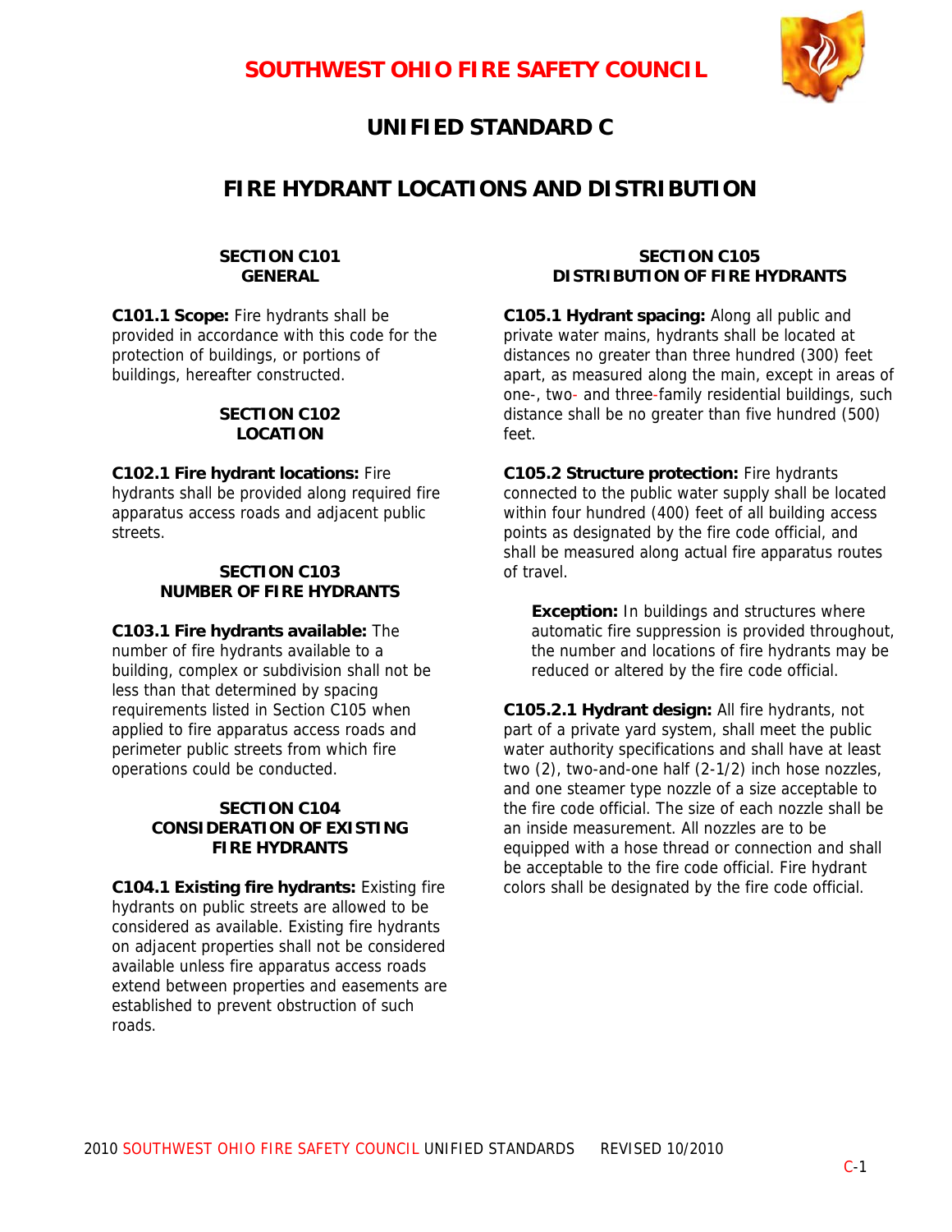# SOUTHWEST OHIO FIRE SAFETY COUNCIL

# UNIFIED STANDARD C

# FIRE HYDRANT LOCATIONS AND DISTRIBUTION

## SECTION C101 GENERAL

**C101.1 Scope:** Fire hydrants shall be provided in accordance with this code for the protection of buildings, or portions of buildings, hereafter constructed.

## SECTION C102 LOCATION

**C102.1 Fire hydrant locations:** Fire hydrants shall be provided along required fire apparatus access roads and adjacent public streets.

## SECTION C103 NUMBER OF FIRE HYDRANTS

**C103.1 Fire hydrants available:** The number of fire hydrants available to a building, complex or subdivision shall not be less than that determined by spacing requirements listed in Section C105 when applied to fire apparatus access roads and perimeter public streets from which fire operations could be conducted.

## SECTION C104 CONSIDERATION OF EXISTING FIRE HYDRANTS

**C104.1 Existing fire hydrants:** Existing fire hydrants on public streets are allowed to be considered as available. Existing fire hydrants on adjacent properties shall not be considered available unless fire apparatus access roads extend between properties and easements are established to prevent obstruction of such roads.

## SECTION C105 DISTRIBUTION OF FIRE HYDRANTS

**C105.1 Hydrant spacing:** Along all public and private water mains, hydrants shall be located at distances no greater than three hundred (300) feet apart, as measured along the main, except in areas of one-, two- and three-family residential buildings, such distance shall be no greater than five hundred (500) feet.

**C105.2 Structure protection:** Fire hydrants connected to the public water supply shall be located within four hundred (400) feet of all building access points as designated by the fire code official, and shall be measured along actual fire apparatus routes of travel.

> **Exception:** In buildings and structures where automatic fire suppression is provided throughout, the number and locations of fire hydrants may be reduced or altered by the fire code official.

**C105.2.1 Hydrant design:** All fire hydrants, not part of a private yard system, shall meet the public water authority specifications and shall have at least two (2), two-and-one half (2-1/2) inch hose nozzles, and one steamer type nozzle of a size acceptable to the fire code official. The size of each nozzle shall be an inside measurement. All nozzles are to be equipped with a hose thread or connection and shall be acceptable to the fire code official. Fire hydrant colors shall be designated by the fire code official.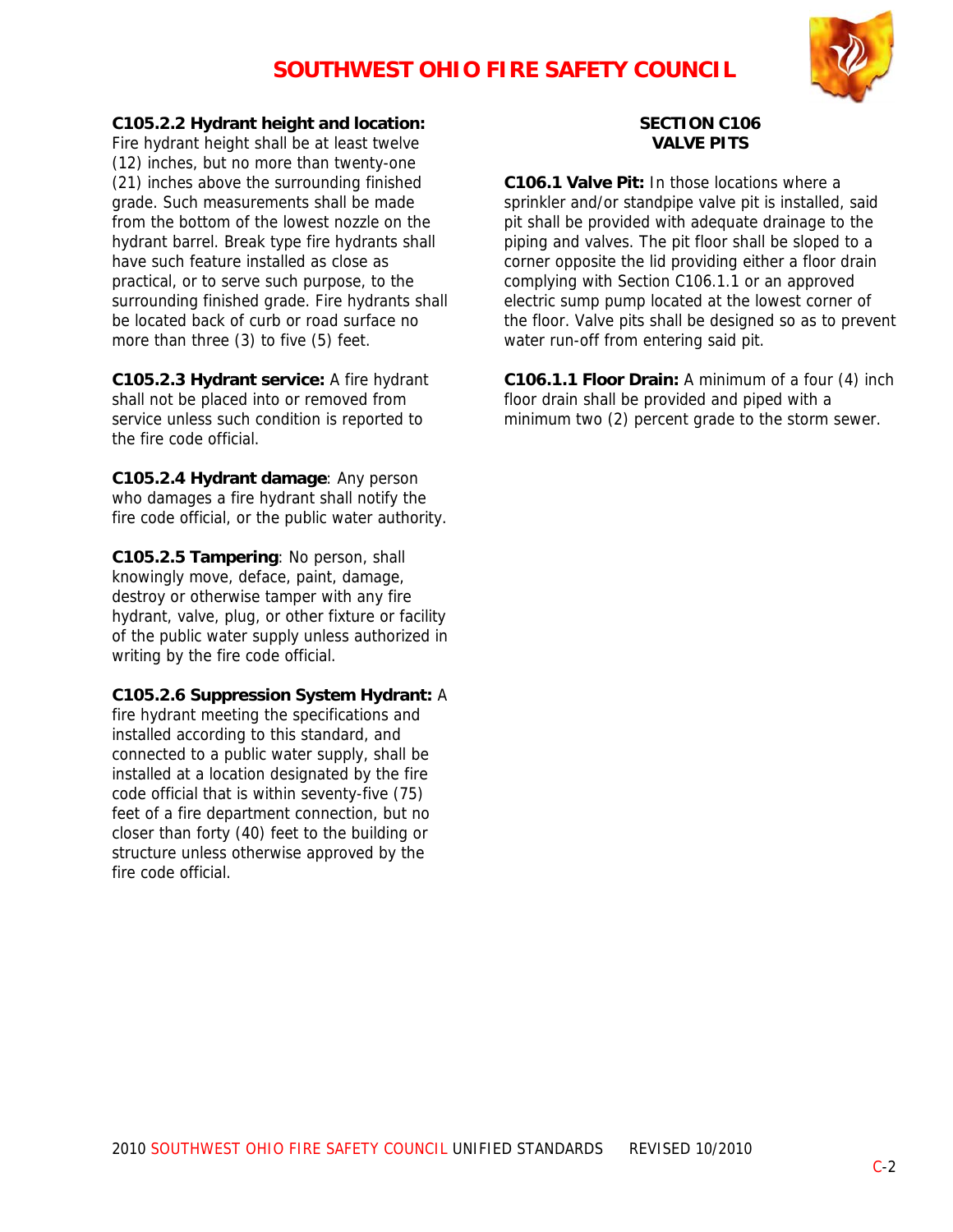**C105.2.2 Hydrant height and location:** Fire hydrant height shall be at least twelve (12) inches, but no more than twenty-one (21) inches above the surrounding finished grade. Such measurements shall be made from the bottom of the lowest nozzle on the hydrant barrel. Break type fire hydrants shall have such feature installed as close as practical, or to serve such purpose, to the surrounding finished grade. Fire hydrants shall be located back of curb or road surface no more than three (3) to five (5) feet.

**C105.2.3 Hydrant service:** A fire hydrant shall not be placed into or removed from service unless such condition is reported to the fire code official.

**C105.2.4 Hydrant damage**: Any person who damages a fire hydrant shall notify the fire code official, or the public water authority.

**C105.2.5 Tampering**: No person, shall knowingly move, deface, paint, damage, destroy or otherwise tamper with any fire hydrant, valve, plug, or other fixture or facility of the public water supply unless authorized in writing by the fire code official.

**C105.2.6 Suppression System Hydrant:** A fire hydrant meeting the specifications and installed according to this standard, and connected to a public water supply, shall be installed at a location designated by the fire code official that is within seventy-five (75) feet of a fire department connection, but no closer than forty (40) feet to the building or structure unless otherwise approved by the fire code official.

## SECTION C106
## VALVE PITS

**C106.1 Valve Pit:** In those locations where a sprinkler and/or standpipe valve pit is installed, said pit shall be provided with adequate drainage to the piping and valves. The pit floor shall be sloped to a corner opposite the lid providing either a floor drain complying with Section C106.1.1 or an approved electric sump pump located at the lowest corner of the floor. Valve pits shall be designed so as to prevent water run-off from entering said pit.

**C106.1.1 Floor Drain:** A minimum of a four (4) inch floor drain shall be provided and piped with a minimum two (2) percent grade to the storm sewer.